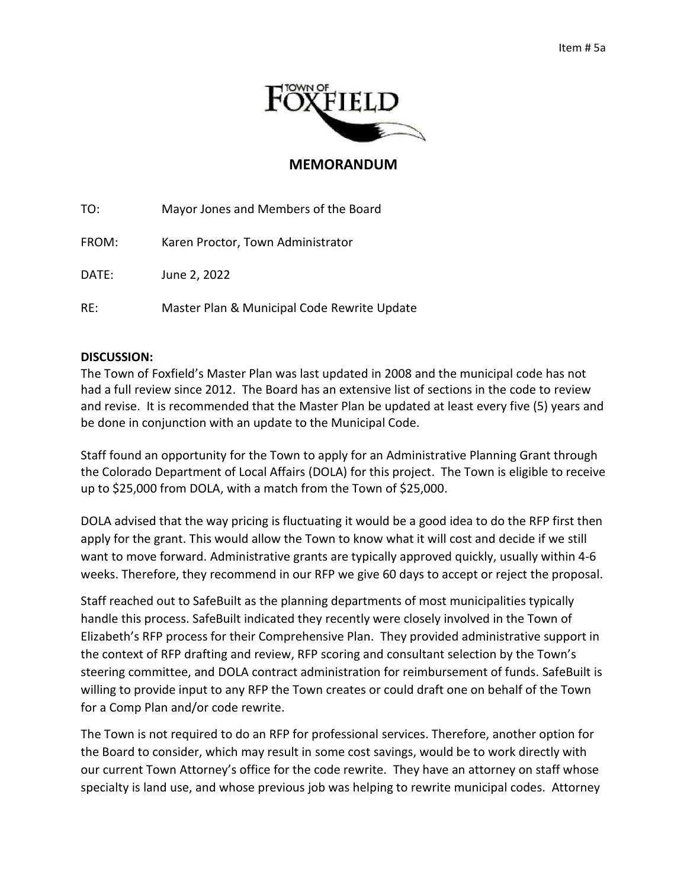Item # 5a

TOWN OF FOXFIELD

## MEMORANDUM

TO: Mayor Jones and Members of the Board

FROM: Karen Proctor, Town Administrator

DATE: June 2, 2022

RE: Master Plan & Municipal Code Rewrite Update

**DISCUSSION:**

The Town of Foxfield's Master Plan was last updated in 2008 and the municipal code has not had a full review since 2012. The Board has an extensive list of sections in the code to review and revise. It is recommended that the Master Plan be updated at least every five (5) years and be done in conjunction with an update to the Municipal Code.

Staff found an opportunity for the Town to apply for an Administrative Planning Grant through the Colorado Department of Local Affairs (DOLA) for this project. The Town is eligible to receive up to $25,000 from DOLA, with a match from the Town of $25,000.

DOLA advised that the way pricing is fluctuating it would be a good idea to do the RFP first then apply for the grant. This would allow the Town to know what it will cost and decide if we still want to move forward. Administrative grants are typically approved quickly, usually within 4-6 weeks. Therefore, they recommend in our RFP we give 60 days to accept or reject the proposal.

Staff reached out to SafeBuilt as the planning departments of most municipalities typically handle this process. SafeBuilt indicated they recently were closely involved in the Town of Elizabeth's RFP process for their Comprehensive Plan. They provided administrative support in the context of RFP drafting and review, RFP scoring and consultant selection by the Town's steering committee, and DOLA contract administration for reimbursement of funds. SafeBuilt is willing to provide input to any RFP the Town creates or could draft one on behalf of the Town for a Comp Plan and/or code rewrite.

The Town is not required to do an RFP for professional services. Therefore, another option for the Board to consider, which may result in some cost savings, would be to work directly with our current Town Attorney's office for the code rewrite. They have an attorney on staff whose specialty is land use, and whose previous job was helping to rewrite municipal codes. Attorney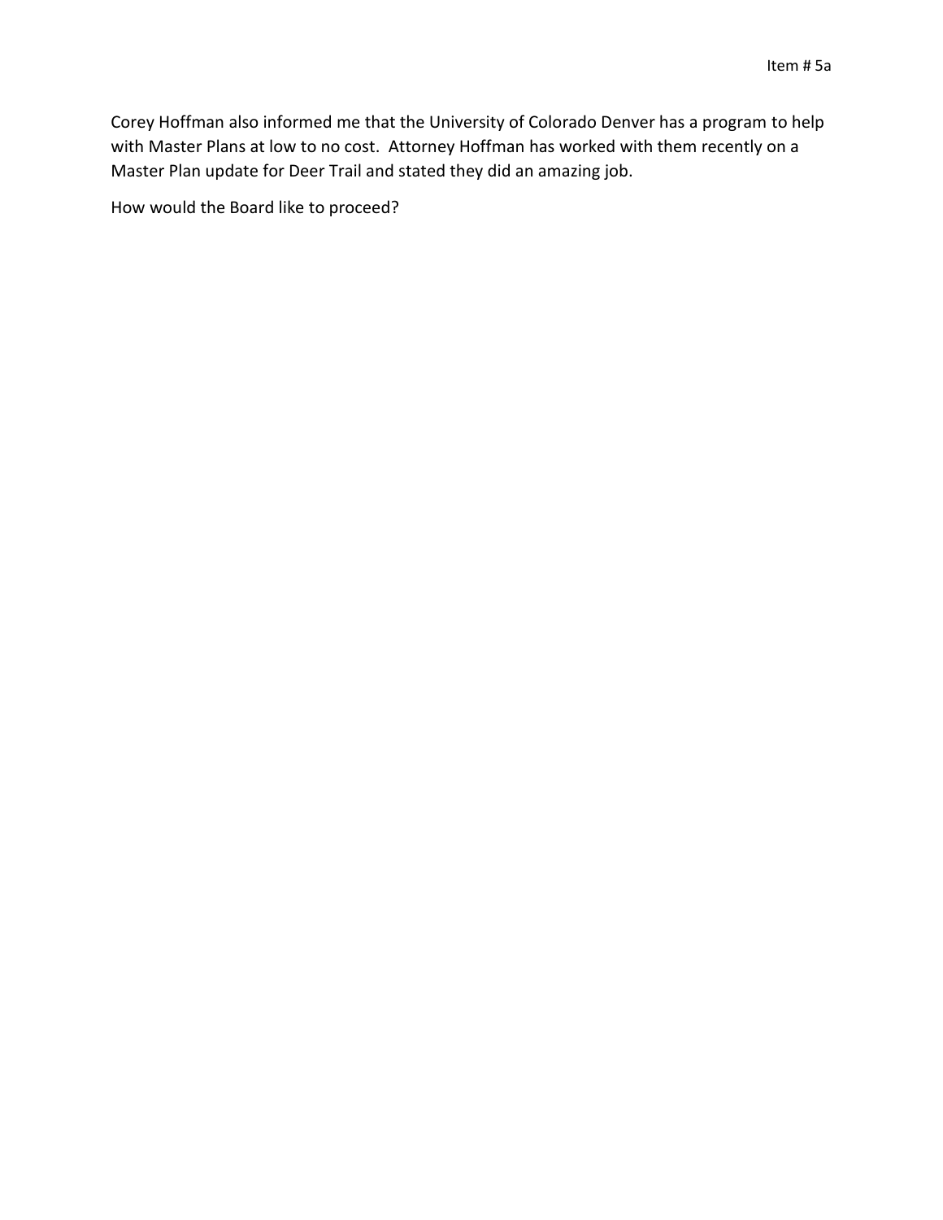Corey Hoffman also informed me that the University of Colorado Denver has a program to help with Master Plans at low to no cost. Attorney Hoffman has worked with them recently on a Master Plan update for Deer Trail and stated they did an amazing job.

How would the Board like to proceed?